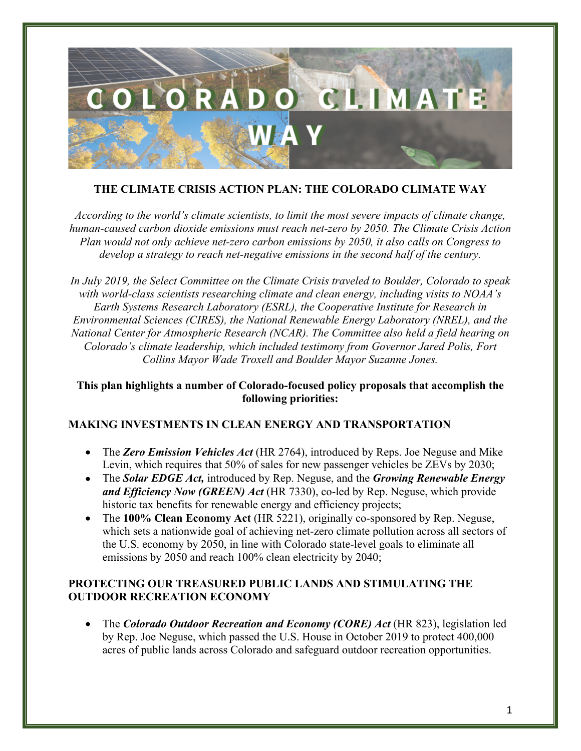# THE CLIMATE CRISIS ACTION PLAN: THE COLORADO CLIMATE WAY

*According to the world's climate scientists, to limit the most severe impacts of climate change, human-caused carbon dioxide emissions must reach net-zero by 2050. The Climate Crisis Action Plan would not only achieve net-zero carbon emissions by 2050, it also calls on Congress to develop a strategy to reach net-negative emissions in the second half of the century.*

*In July 2019, the Select Committee on the Climate Crisis traveled to Boulder, Colorado to speak with world-class scientists researching climate and clean energy, including visits to NOAA's Earth Systems Research Laboratory (ESRL), the Cooperative Institute for Research in Environmental Sciences (CIRES), the National Renewable Energy Laboratory (NREL), and the National Center for Atmospheric Research (NCAR). The Committee also held a field hearing on Colorado's climate leadership, which included testimony from Governor Jared Polis, Fort Collins Mayor Wade Troxell and Boulder Mayor Suzanne Jones.*

**This plan highlights a number of Colorado-focused policy proposals that accomplish the following priorities:**

## MAKING INVESTMENTS IN CLEAN ENERGY AND TRANSPORTATION

- The ***Zero Emission Vehicles Act*** (HR 2764), introduced by Reps. Joe Neguse and Mike Levin, which requires that 50% of sales for new passenger vehicles be ZEVs by 2030;
- The ***Solar EDGE Act,*** introduced by Rep. Neguse, and the ***Growing Renewable Energy and Efficiency Now (GREEN) Act*** (HR 7330), co-led by Rep. Neguse, which provide historic tax benefits for renewable energy and efficiency projects;
- The **100% Clean Economy Act** (HR 5221), originally co-sponsored by Rep. Neguse, which sets a nationwide goal of achieving net-zero climate pollution across all sectors of the U.S. economy by 2050, in line with Colorado state-level goals to eliminate all emissions by 2050 and reach 100% clean electricity by 2040;

## PROTECTING OUR TREASURED PUBLIC LANDS AND STIMULATING THE OUTDOOR RECREATION ECONOMY

- The ***Colorado Outdoor Recreation and Economy (CORE) Act*** (HR 823), legislation led by Rep. Joe Neguse, which passed the U.S. House in October 2019 to protect 400,000 acres of public lands across Colorado and safeguard outdoor recreation opportunities.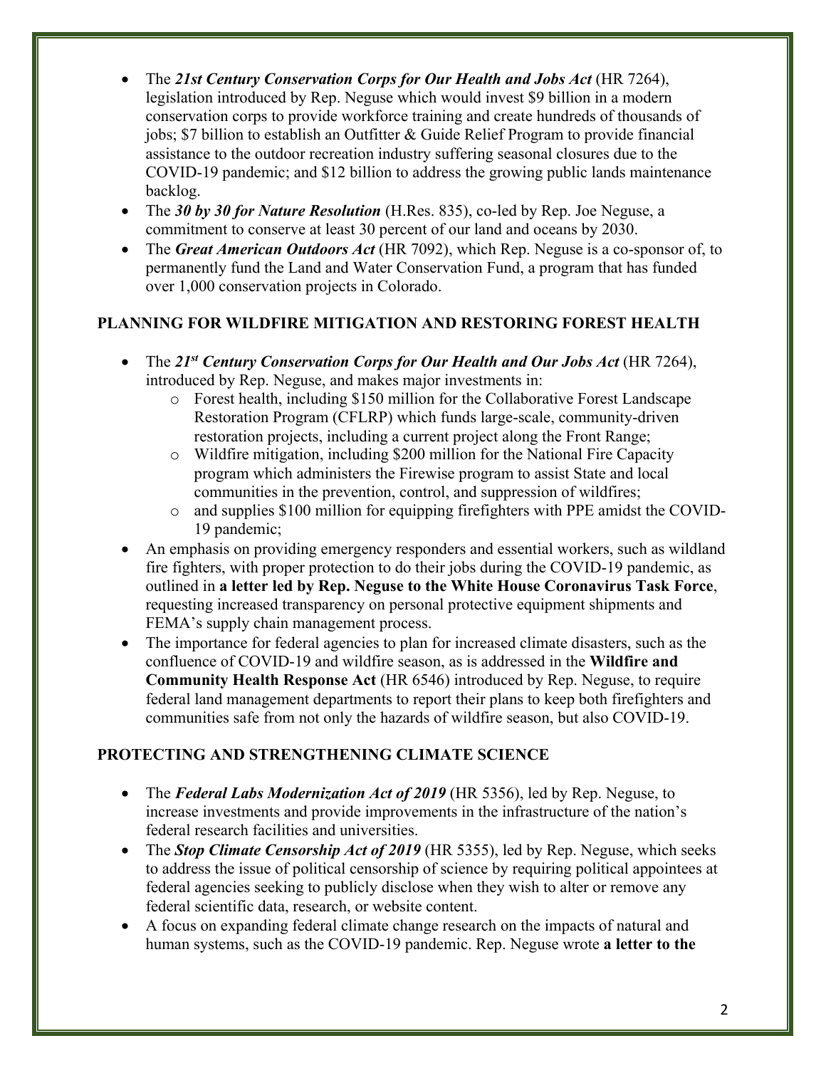- The *21st Century Conservation Corps for Our Health and Jobs Act* (HR 7264), legislation introduced by Rep. Neguse which would invest $9 billion in a modern conservation corps to provide workforce training and create hundreds of thousands of jobs; $7 billion to establish an Outfitter & Guide Relief Program to provide financial assistance to the outdoor recreation industry suffering seasonal closures due to the COVID-19 pandemic; and $12 billion to address the growing public lands maintenance backlog.
- The ***30 by 30 for Nature Resolution*** (H.Res. 835), co-led by Rep. Joe Neguse, a commitment to conserve at least 30 percent of our land and oceans by 2030.
- The ***Great American Outdoors Act*** (HR 7092), which Rep. Neguse is a co-sponsor of, to permanently fund the Land and Water Conservation Fund, a program that has funded over 1,000 conservation projects in Colorado.

## PLANNING FOR WILDFIRE MITIGATION AND RESTORING FOREST HEALTH

- The ***21st Century Conservation Corps for Our Health and Our Jobs Act*** (HR 7264), introduced by Rep. Neguse, and makes major investments in:
  - Forest health, including $150 million for the Collaborative Forest Landscape Restoration Program (CFLRP) which funds large-scale, community-driven restoration projects, including a current project along the Front Range;
  - Wildfire mitigation, including $200 million for the National Fire Capacity program which administers the Firewise program to assist State and local communities in the prevention, control, and suppression of wildfires;
  - and supplies $100 million for equipping firefighters with PPE amidst the COVID-19 pandemic;
- An emphasis on providing emergency responders and essential workers, such as wildland fire fighters, with proper protection to do their jobs during the COVID-19 pandemic, as outlined in **a letter led by Rep. Neguse to the White House Coronavirus Task Force**, requesting increased transparency on personal protective equipment shipments and FEMA's supply chain management process.
- The importance for federal agencies to plan for increased climate disasters, such as the confluence of COVID-19 and wildfire season, as is addressed in the **Wildfire and Community Health Response Act** (HR 6546) introduced by Rep. Neguse, to require federal land management departments to report their plans to keep both firefighters and communities safe from not only the hazards of wildfire season, but also COVID-19.

## PROTECTING AND STRENGTHENING CLIMATE SCIENCE

- The ***Federal Labs Modernization Act of 2019*** (HR 5356), led by Rep. Neguse, to increase investments and provide improvements in the infrastructure of the nation's federal research facilities and universities.
- The ***Stop Climate Censorship Act of 2019*** (HR 5355), led by Rep. Neguse, which seeks to address the issue of political censorship of science by requiring political appointees at federal agencies seeking to publicly disclose when they wish to alter or remove any federal scientific data, research, or website content.
- A focus on expanding federal climate change research on the impacts of natural and human systems, such as the COVID-19 pandemic. Rep. Neguse wrote **a letter to the**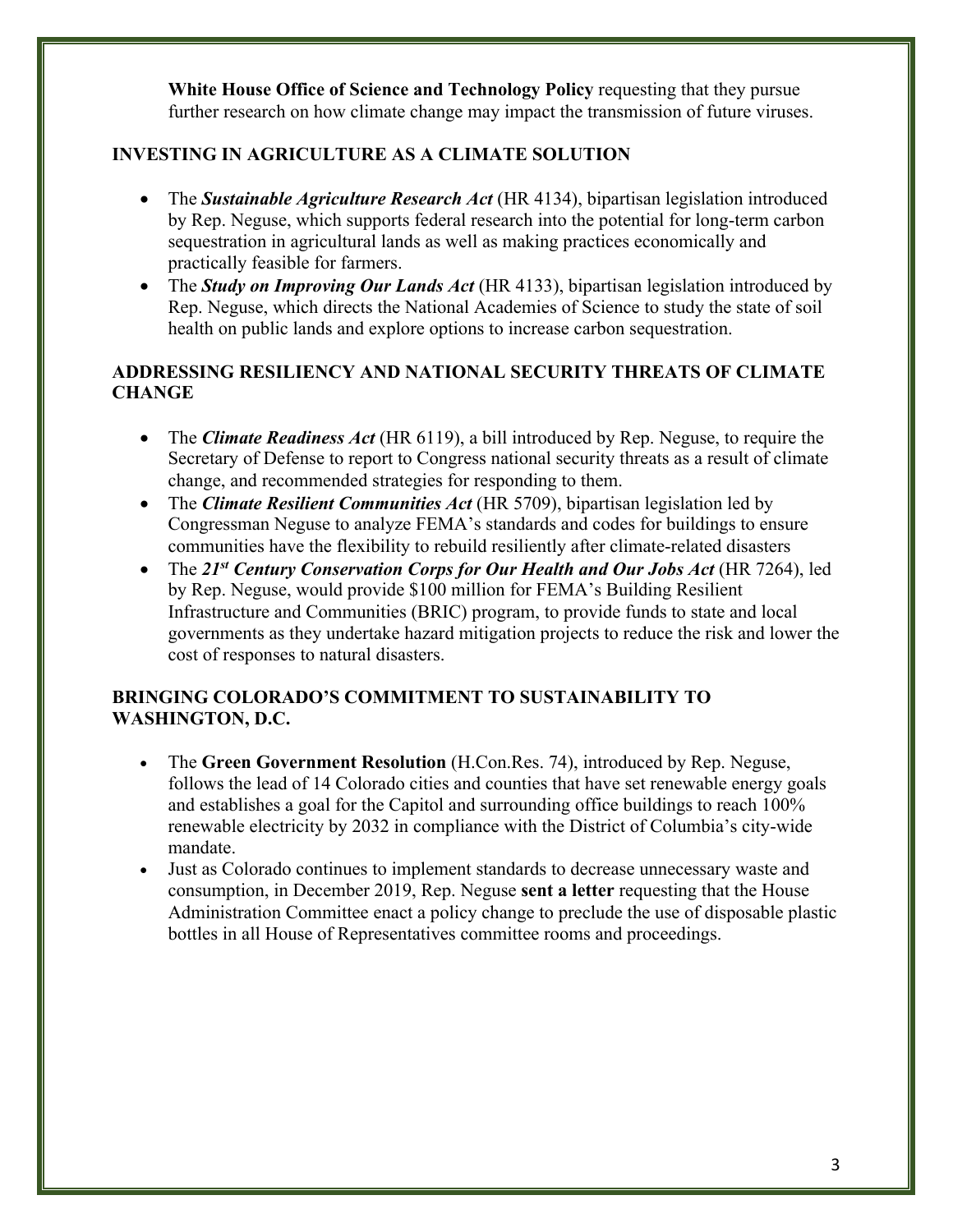**White House Office of Science and Technology Policy** requesting that they pursue further research on how climate change may impact the transmission of future viruses.

## INVESTING IN AGRICULTURE AS A CLIMATE SOLUTION

- The ***Sustainable Agriculture Research Act*** (HR 4134), bipartisan legislation introduced by Rep. Neguse, which supports federal research into the potential for long-term carbon sequestration in agricultural lands as well as making practices economically and practically feasible for farmers.
- The ***Study on Improving Our Lands Act*** (HR 4133), bipartisan legislation introduced by Rep. Neguse, which directs the National Academies of Science to study the state of soil health on public lands and explore options to increase carbon sequestration.

## ADDRESSING RESILIENCY AND NATIONAL SECURITY THREATS OF CLIMATE CHANGE

- The ***Climate Readiness Act*** (HR 6119), a bill introduced by Rep. Neguse, to require the Secretary of Defense to report to Congress national security threats as a result of climate change, and recommended strategies for responding to them.
- The ***Climate Resilient Communities Act*** (HR 5709), bipartisan legislation led by Congressman Neguse to analyze FEMA's standards and codes for buildings to ensure communities have the flexibility to rebuild resiliently after climate-related disasters
- The ***21st Century Conservation Corps for Our Health and Our Jobs Act*** (HR 7264), led by Rep. Neguse, would provide $100 million for FEMA's Building Resilient Infrastructure and Communities (BRIC) program, to provide funds to state and local governments as they undertake hazard mitigation projects to reduce the risk and lower the cost of responses to natural disasters.

## BRINGING COLORADO'S COMMITMENT TO SUSTAINABILITY TO WASHINGTON, D.C.

- The **Green Government Resolution** (H.Con.Res. 74), introduced by Rep. Neguse, follows the lead of 14 Colorado cities and counties that have set renewable energy goals and establishes a goal for the Capitol and surrounding office buildings to reach 100% renewable electricity by 2032 in compliance with the District of Columbia's city-wide mandate.
- Just as Colorado continues to implement standards to decrease unnecessary waste and consumption, in December 2019, Rep. Neguse **sent a letter** requesting that the House Administration Committee enact a policy change to preclude the use of disposable plastic bottles in all House of Representatives committee rooms and proceedings.